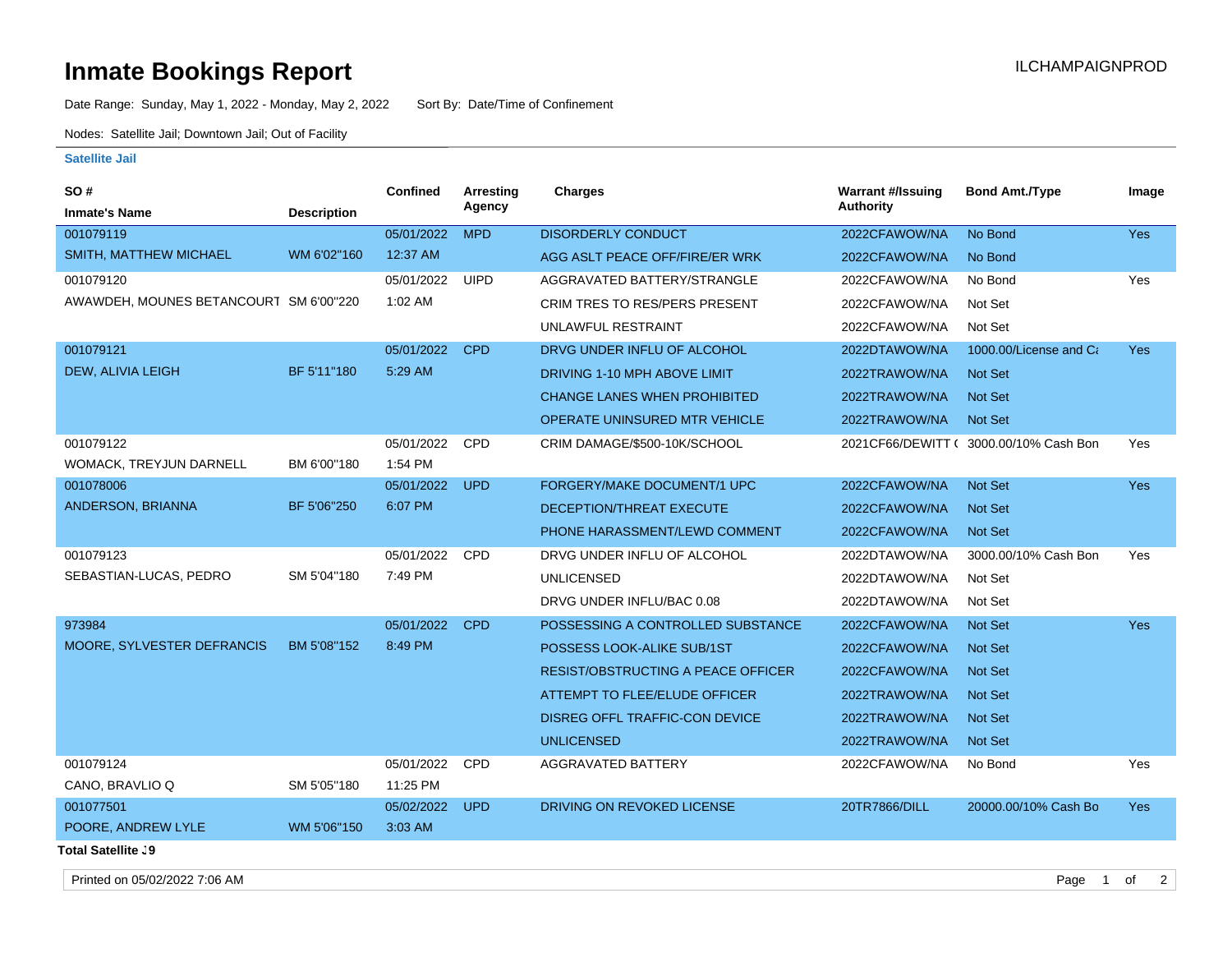# Inmate Bookings Report

ILCHAMPAIGNPROD

Date Range: Sunday, May 1, 2022 - Monday, May 2, 2022    Sort By: Date/Time of Confinement

Nodes: Satellite Jail; Downtown Jail; Out of Facility

## Satellite Jail

| SO # / Inmate's Name | Description | Confined | Arresting Agency | Charges | Warrant #/Issuing Authority | Bond Amt./Type | Image |
|---|---|---|---|---|---|---|---|
| 001079119 | | 05/01/2022 | MPD | DISORDERLY CONDUCT | 2022CFAWOW/NA | No Bond | Yes |
| SMITH, MATTHEW MICHAEL | WM 6'02"160 | 12:37 AM | | AGG ASLT PEACE OFF/FIRE/ER WRK | 2022CFAWOW/NA | No Bond | |
| 001079120 | | 05/01/2022 | UIPD | AGGRAVATED BATTERY/STRANGLE | 2022CFAWOW/NA | No Bond | Yes |
| AWAWDEH, MOUNES BETANCOURT | SM 6'00"220 | 1:02 AM | | CRIM TRES TO RES/PERS PRESENT | 2022CFAWOW/NA | Not Set | |
| | | | | UNLAWFUL RESTRAINT | 2022CFAWOW/NA | Not Set | |
| 001079121 | | 05/01/2022 | CPD | DRVG UNDER INFLU OF ALCOHOL | 2022DTAWOW/NA | 1000.00/License and Ca | Yes |
| DEW, ALIVIA LEIGH | BF 5'11"180 | 5:29 AM | | DRIVING 1-10 MPH ABOVE LIMIT | 2022TRAWOW/NA | Not Set | |
| | | | | CHANGE LANES WHEN PROHIBITED | 2022TRAWOW/NA | Not Set | |
| | | | | OPERATE UNINSURED MTR VEHICLE | 2022TRAWOW/NA | Not Set | |
| 001079122 | | 05/01/2022 | CPD | CRIM DAMAGE/$500-10K/SCHOOL | 2021CF66/DEWITT ( | 3000.00/10% Cash Bon | Yes |
| WOMACK, TREYJUN DARNELL | BM 6'00"180 | 1:54 PM | | | | | |
| 001078006 | | 05/01/2022 | UPD | FORGERY/MAKE DOCUMENT/1 UPC | 2022CFAWOW/NA | Not Set | Yes |
| ANDERSON, BRIANNA | BF 5'06"250 | 6:07 PM | | DECEPTION/THREAT EXECUTE | 2022CFAWOW/NA | Not Set | |
| | | | | PHONE HARASSMENT/LEWD COMMENT | 2022CFAWOW/NA | Not Set | |
| 001079123 | | 05/01/2022 | CPD | DRVG UNDER INFLU OF ALCOHOL | 2022DTAWOW/NA | 3000.00/10% Cash Bon | Yes |
| SEBASTIAN-LUCAS, PEDRO | SM 5'04"180 | 7:49 PM | | UNLICENSED | 2022DTAWOW/NA | Not Set | |
| | | | | DRVG UNDER INFLU/BAC 0.08 | 2022DTAWOW/NA | Not Set | |
| 973984 | | 05/01/2022 | CPD | POSSESSING A CONTROLLED SUBSTANCE | 2022CFAWOW/NA | Not Set | Yes |
| MOORE, SYLVESTER DEFRANCIS | BM 5'08"152 | 8:49 PM | | POSSESS LOOK-ALIKE SUB/1ST | 2022CFAWOW/NA | Not Set | |
| | | | | RESIST/OBSTRUCTING A PEACE OFFICER | 2022CFAWOW/NA | Not Set | |
| | | | | ATTEMPT TO FLEE/ELUDE OFFICER | 2022TRAWOW/NA | Not Set | |
| | | | | DISREG OFFL TRAFFIC-CON DEVICE | 2022TRAWOW/NA | Not Set | |
| | | | | UNLICENSED | 2022TRAWOW/NA | Not Set | |
| 001079124 | | 05/01/2022 | CPD | AGGRAVATED BATTERY | 2022CFAWOW/NA | No Bond | Yes |
| CANO, BRAVLIO Q | SM 5'05"180 | 11:25 PM | | | | | |
| 001077501 | | 05/02/2022 | UPD | DRIVING ON REVOKED LICENSE | 20TR7866/DILL | 20000.00/10% Cash Bo | Yes |
| POORE, ANDREW LYLE | WM 5'06"150 | 3:03 AM | | | | | |

**Total Satellite .9**

Printed on 05/02/2022 7:06 AM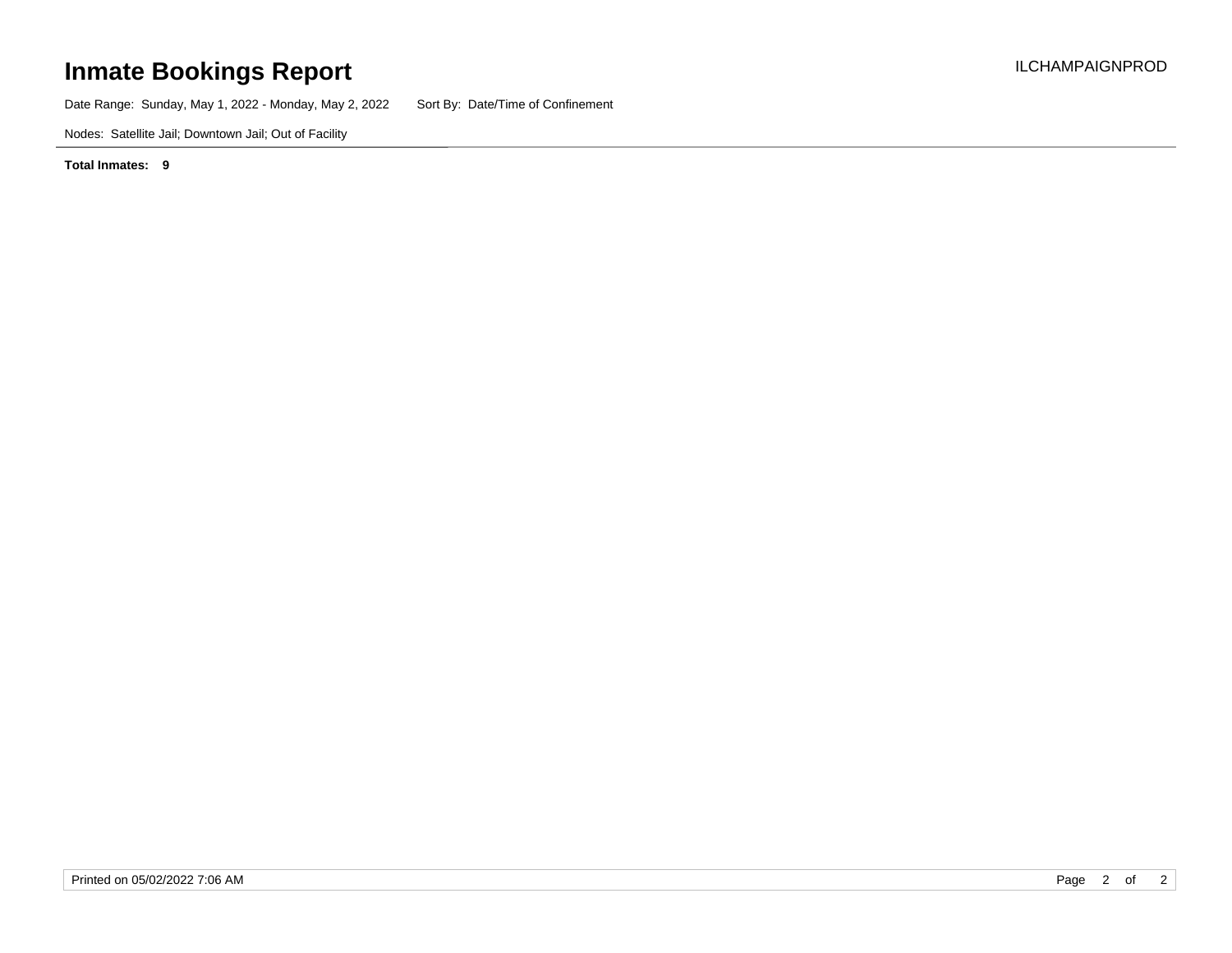# Inmate Bookings Report

ILCHAMPAIGNPROD

Date Range: Sunday, May 1, 2022 - Monday, May 2, 2022 Sort By: Date/Time of Confinement

Nodes: Satellite Jail; Downtown Jail; Out of Facility

**Total Inmates: 9**

Printed on 05/02/2022 7:06 AM